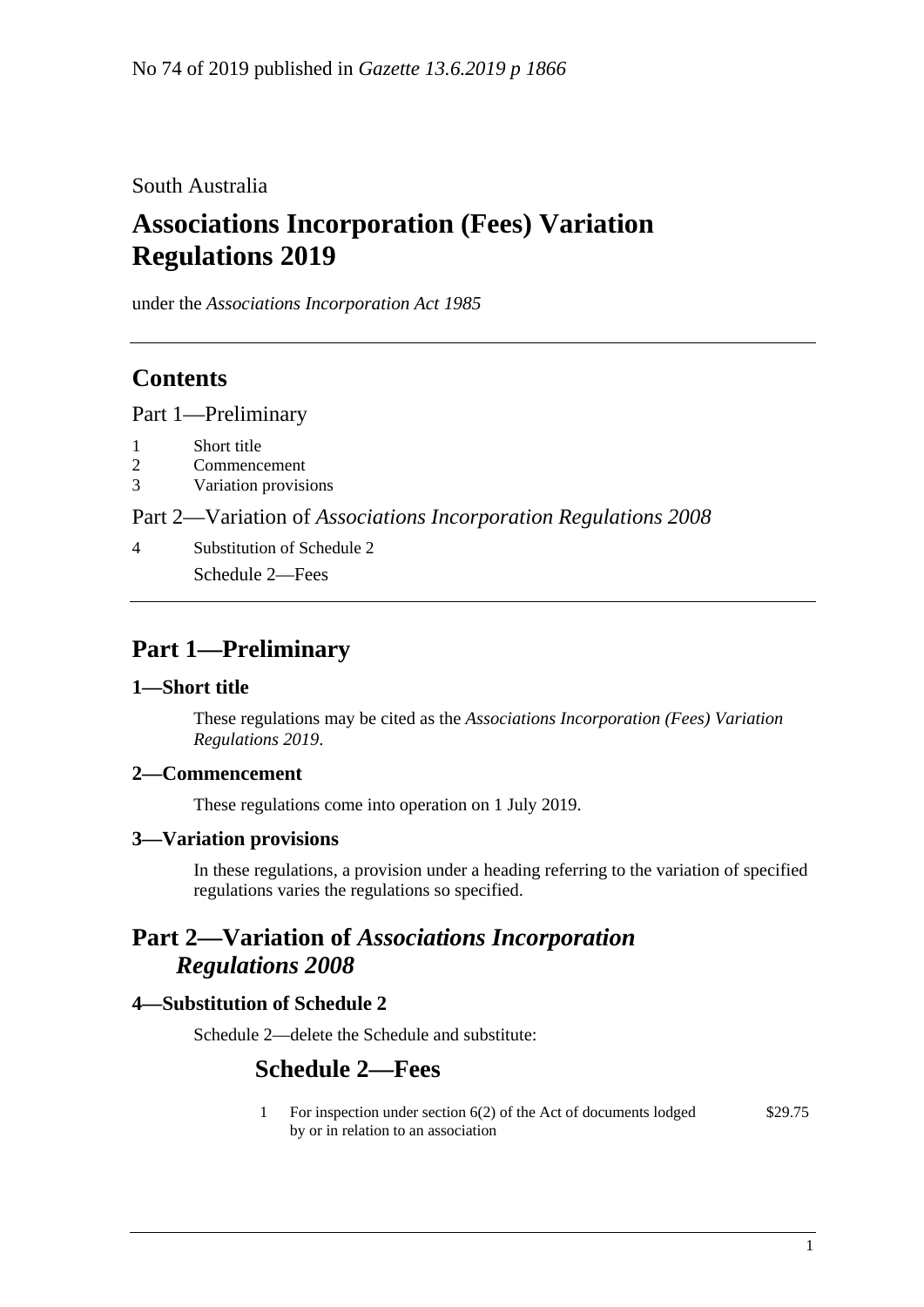No 74 of 2019 published in *Gazette 13.6.2019 p 1866*

South Australia

# Associations Incorporation (Fees) Variation Regulations 2019

under the *Associations Incorporation Act 1985*

## Contents

Part 1—Preliminary

1 Short title
2 Commencement
3 Variation provisions

Part 2—Variation of *Associations Incorporation Regulations 2008*

4 Substitution of Schedule 2
Schedule 2—Fees

## Part 1—Preliminary

### 1—Short title

These regulations may be cited as the *Associations Incorporation (Fees) Variation Regulations 2019*.

### 2—Commencement

These regulations come into operation on 1 July 2019.

### 3—Variation provisions

In these regulations, a provision under a heading referring to the variation of specified regulations varies the regulations so specified.

## Part 2—Variation of *Associations Incorporation Regulations 2008*

### 4—Substitution of Schedule 2

Schedule 2—delete the Schedule and substitute:

## Schedule 2—Fees

| | | |
|---|---|---|
| 1 | For inspection under section 6(2) of the Act of documents lodged by or in relation to an association | $29.75 |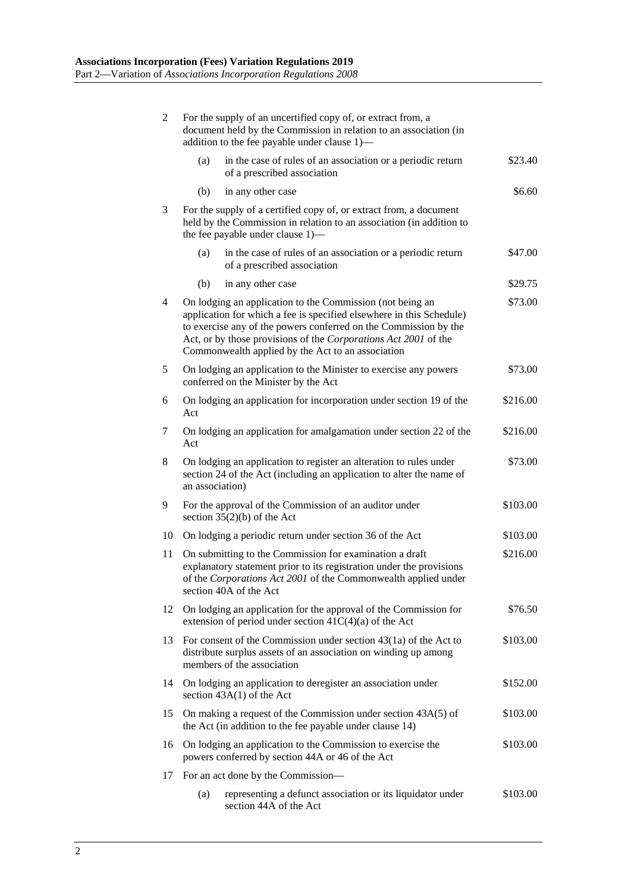| | | |
|---|---|---|
| 2 | For the supply of an uncertified copy of, or extract from, a document held by the Commission in relation to an association (in addition to the fee payable under clause 1)— | |
| | (a) in the case of rules of an association or a periodic return of a prescribed association | \$23.40 |
| | (b) in any other case | \$6.60 |
| 3 | For the supply of a certified copy of, or extract from, a document held by the Commission in relation to an association (in addition to the fee payable under clause 1)— | |
| | (a) in the case of rules of an association or a periodic return of a prescribed association | \$47.00 |
| | (b) in any other case | \$29.75 |
| 4 | On lodging an application to the Commission (not being an application for which a fee is specified elsewhere in this Schedule) to exercise any of the powers conferred on the Commission by the Act, or by those provisions of the *Corporations Act 2001* of the Commonwealth applied by the Act to an association | \$73.00 |
| 5 | On lodging an application to the Minister to exercise any powers conferred on the Minister by the Act | \$73.00 |
| 6 | On lodging an application for incorporation under section 19 of the Act | \$216.00 |
| 7 | On lodging an application for amalgamation under section 22 of the Act | \$216.00 |
| 8 | On lodging an application to register an alteration to rules under section 24 of the Act (including an application to alter the name of an association) | \$73.00 |
| 9 | For the approval of the Commission of an auditor under section 35(2)(b) of the Act | \$103.00 |
| 10 | On lodging a periodic return under section 36 of the Act | \$103.00 |
| 11 | On submitting to the Commission for examination a draft explanatory statement prior to its registration under the provisions of the *Corporations Act 2001* of the Commonwealth applied under section 40A of the Act | \$216.00 |
| 12 | On lodging an application for the approval of the Commission for extension of period under section 41C(4)(a) of the Act | \$76.50 |
| 13 | For consent of the Commission under section 43(1a) of the Act to distribute surplus assets of an association on winding up among members of the association | \$103.00 |
| 14 | On lodging an application to deregister an association under section 43A(1) of the Act | \$152.00 |
| 15 | On making a request of the Commission under section 43A(5) of the Act (in addition to the fee payable under clause 14) | \$103.00 |
| 16 | On lodging an application to the Commission to exercise the powers conferred by section 44A or 46 of the Act | \$103.00 |
| 17 | For an act done by the Commission— | |
| | (a) representing a defunct association or its liquidator under section 44A of the Act | \$103.00 |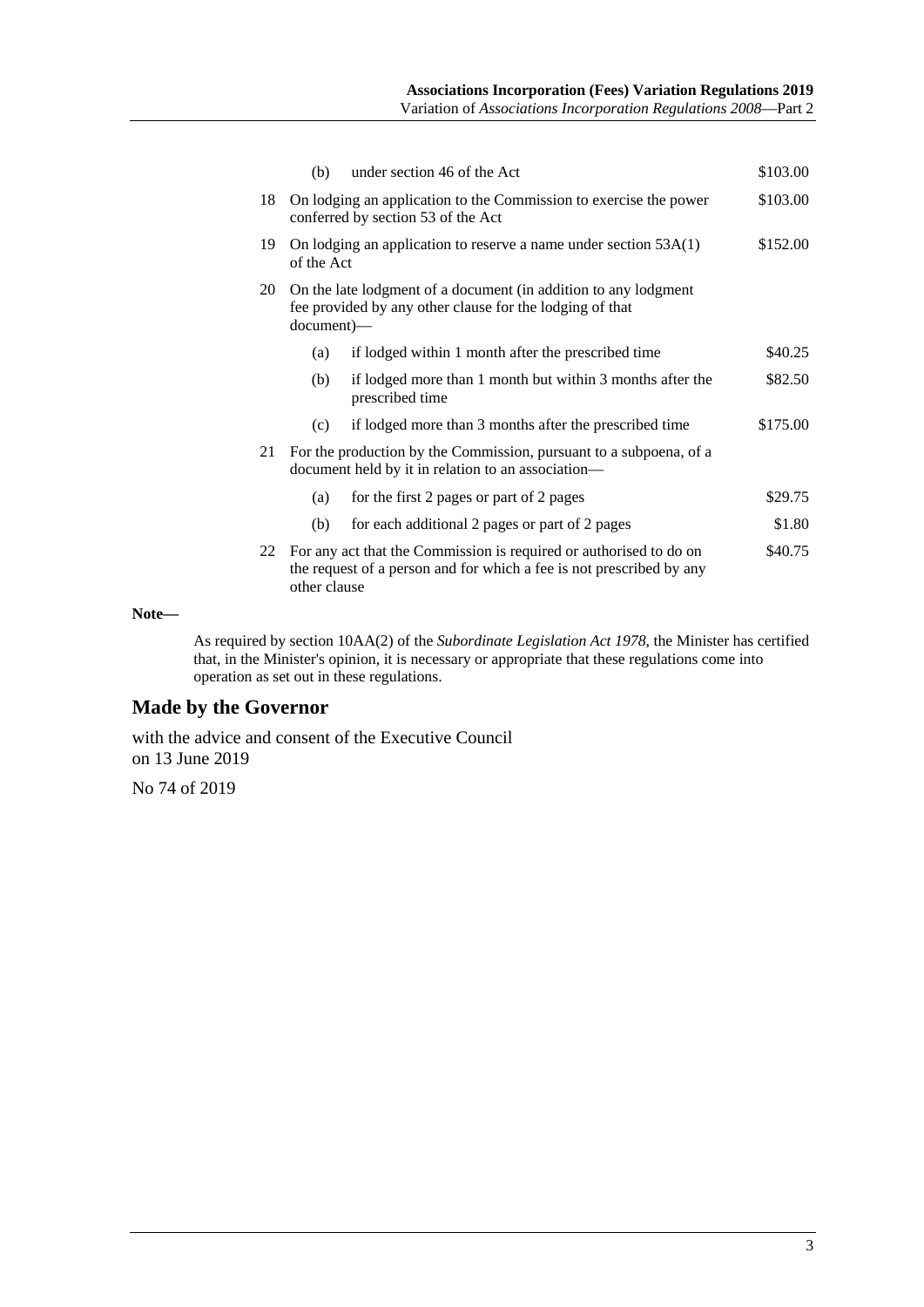| | | | |
|---|---|---|---|
| | (b) | under section 46 of the Act | \$103.00 |
| 18 | On lodging an application to the Commission to exercise the power conferred by section 53 of the Act | | \$103.00 |
| 19 | On lodging an application to reserve a name under section 53A(1) of the Act | | \$152.00 |
| 20 | On the late lodgment of a document (in addition to any lodgment fee provided by any other clause for the lodging of that document)— | | |
| | (a) | if lodged within 1 month after the prescribed time | \$40.25 |
| | (b) | if lodged more than 1 month but within 3 months after the prescribed time | \$82.50 |
| | (c) | if lodged more than 3 months after the prescribed time | \$175.00 |
| 21 | For the production by the Commission, pursuant to a subpoena, of a document held by it in relation to an association— | | |
| | (a) | for the first 2 pages or part of 2 pages | \$29.75 |
| | (b) | for each additional 2 pages or part of 2 pages | \$1.80 |
| 22 | For any act that the Commission is required or authorised to do on the request of a person and for which a fee is not prescribed by any other clause | | \$40.75 |

**Note—**

As required by section 10AA(2) of the *Subordinate Legislation Act 1978*, the Minister has certified that, in the Minister's opinion, it is necessary or appropriate that these regulations come into operation as set out in these regulations.

## Made by the Governor

with the advice and consent of the Executive Council on 13 June 2019

No 74 of 2019